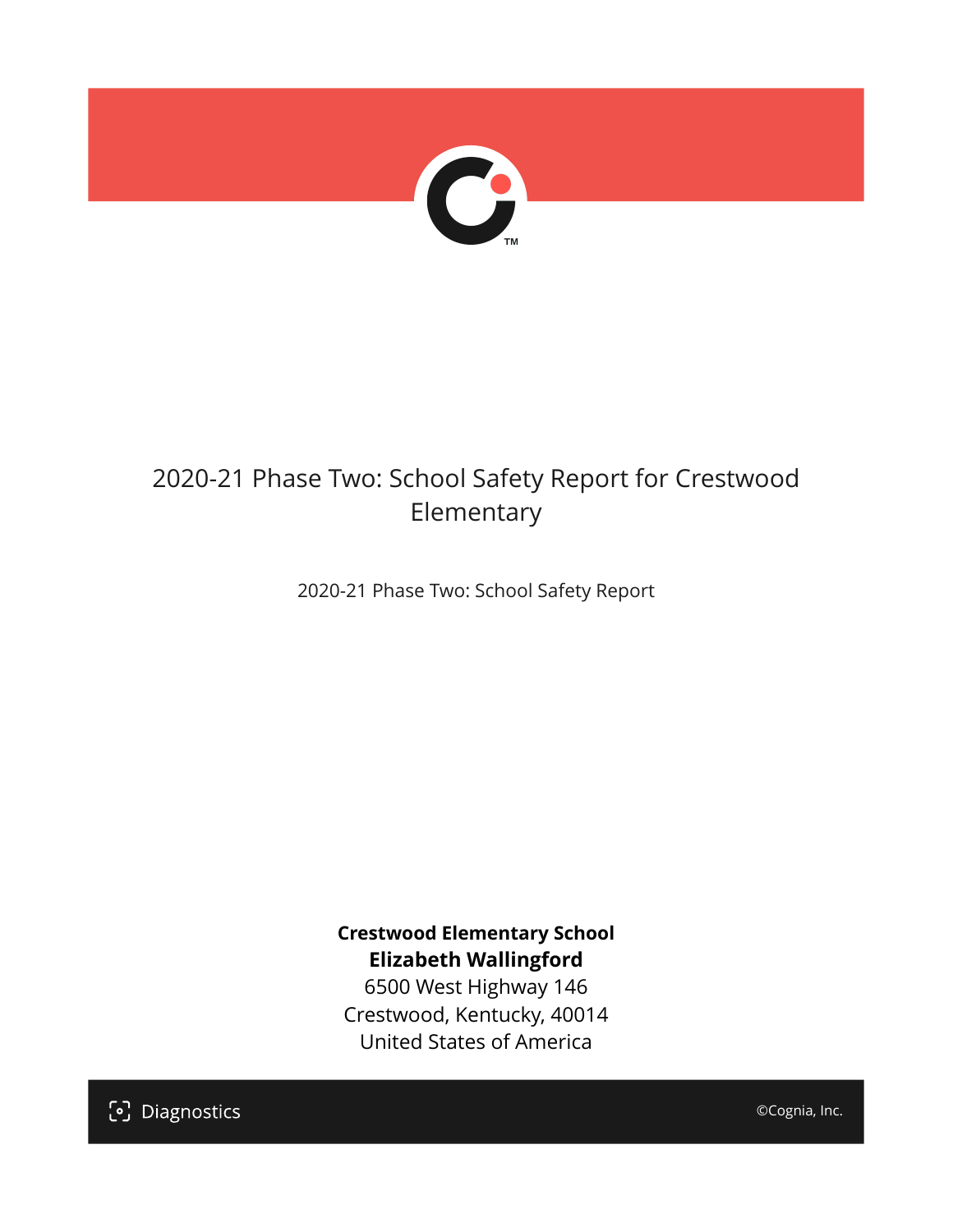# 2020-21 Phase Two: School Safety Report for Crestwood Elementary

2020-21 Phase Two: School Safety Report

**Crestwood Elementary School**
**Elizabeth Wallingford**
6500 West Highway 146
Crestwood, Kentucky, 40014
United States of America

Diagnostics

©Cognia, Inc.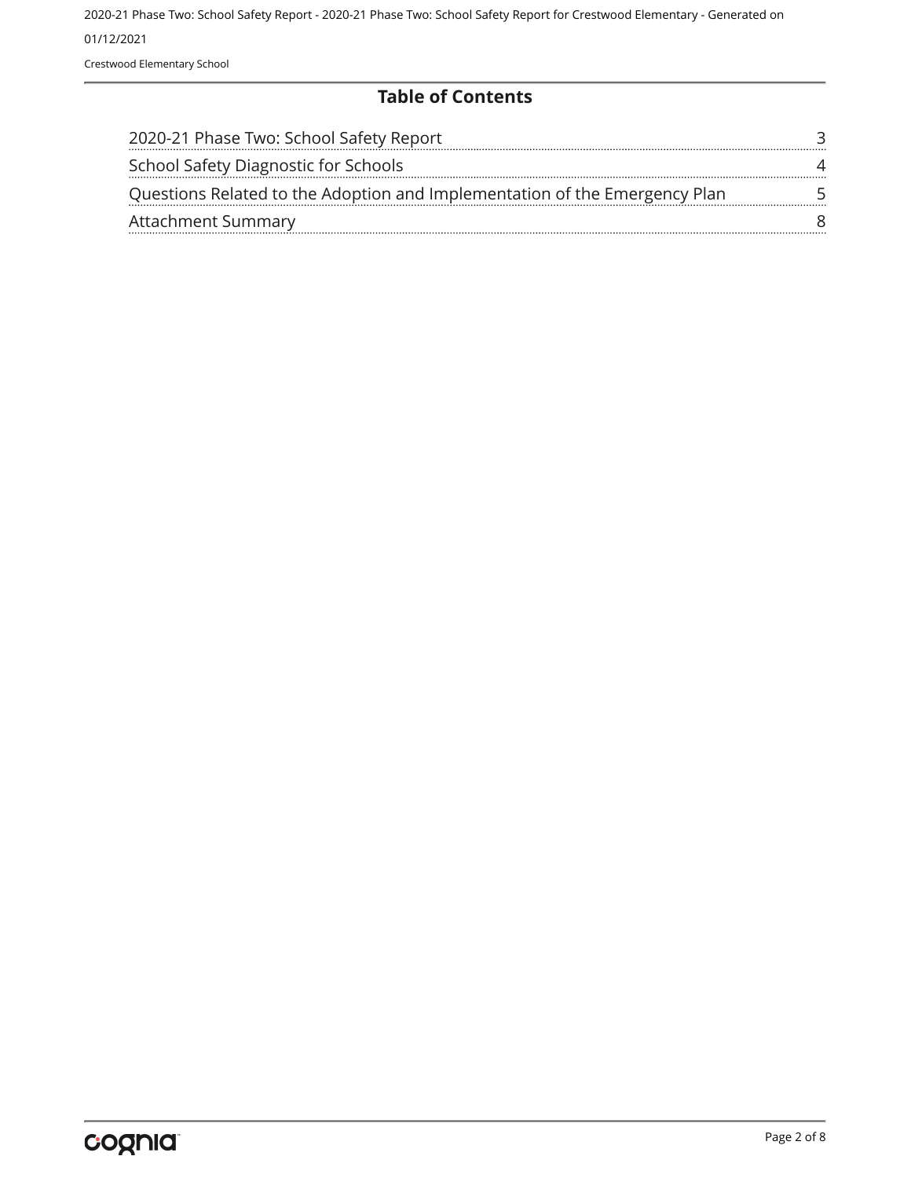## Table of Contents

| | |
|---|---|
| 2020-21 Phase Two: School Safety Report | 3 |
| School Safety Diagnostic for Schools | 4 |
| Questions Related to the Adoption and Implementation of the Emergency Plan | 5 |
| Attachment Summary | 8 |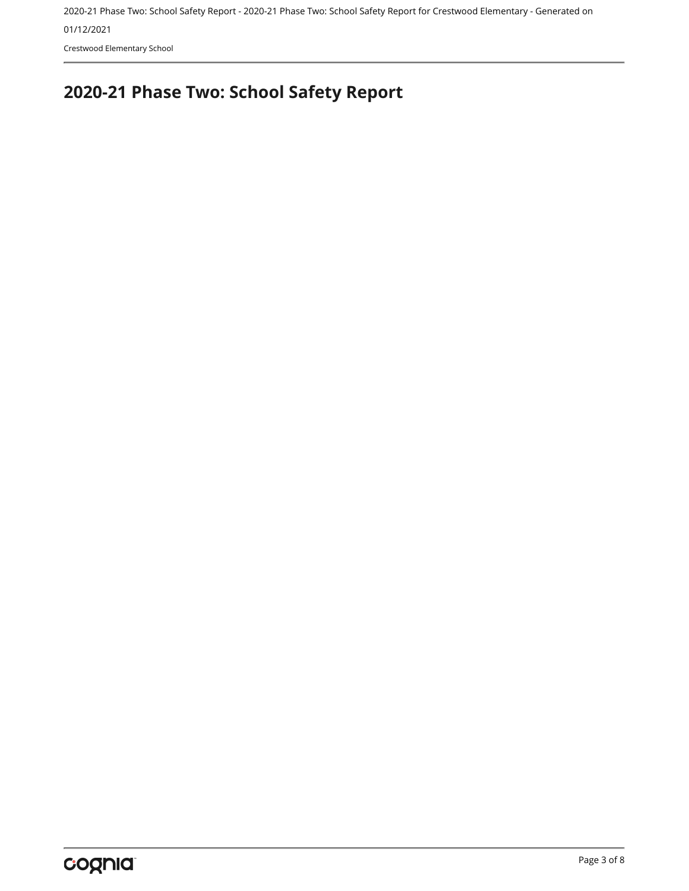## 2020-21 Phase Two: School Safety Report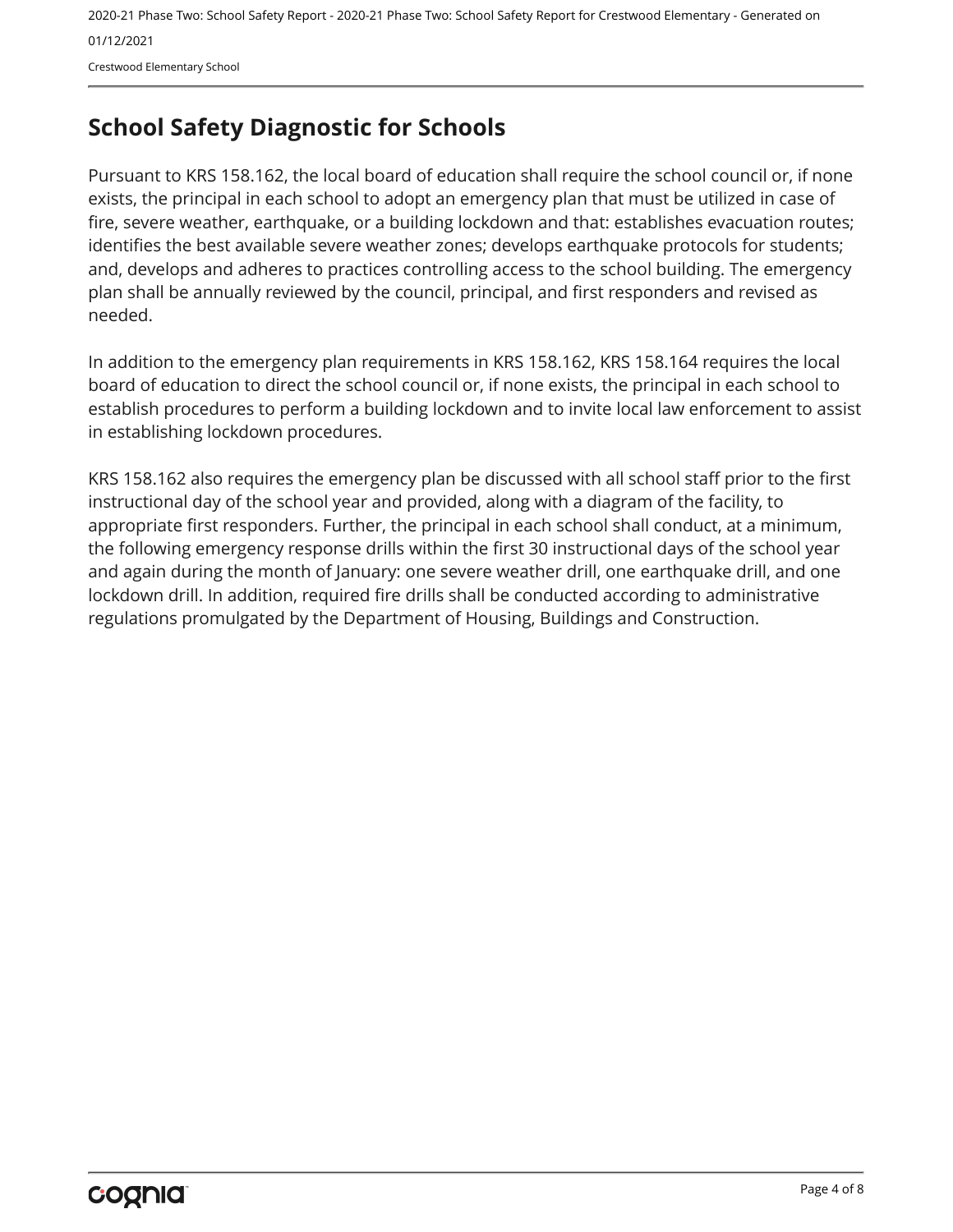# School Safety Diagnostic for Schools

Pursuant to KRS 158.162, the local board of education shall require the school council or, if none exists, the principal in each school to adopt an emergency plan that must be utilized in case of fire, severe weather, earthquake, or a building lockdown and that: establishes evacuation routes; identifies the best available severe weather zones; develops earthquake protocols for students; and, develops and adheres to practices controlling access to the school building. The emergency plan shall be annually reviewed by the council, principal, and first responders and revised as needed.

In addition to the emergency plan requirements in KRS 158.162, KRS 158.164 requires the local board of education to direct the school council or, if none exists, the principal in each school to establish procedures to perform a building lockdown and to invite local law enforcement to assist in establishing lockdown procedures.

KRS 158.162 also requires the emergency plan be discussed with all school staff prior to the first instructional day of the school year and provided, along with a diagram of the facility, to appropriate first responders. Further, the principal in each school shall conduct, at a minimum, the following emergency response drills within the first 30 instructional days of the school year and again during the month of January: one severe weather drill, one earthquake drill, and one lockdown drill. In addition, required fire drills shall be conducted according to administrative regulations promulgated by the Department of Housing, Buildings and Construction.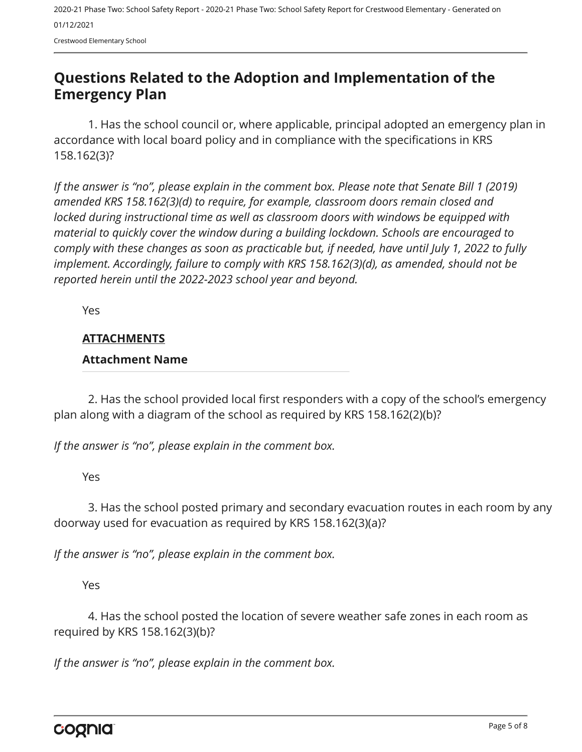## Questions Related to the Adoption and Implementation of the Emergency Plan

1. Has the school council or, where applicable, principal adopted an emergency plan in accordance with local board policy and in compliance with the specifications in KRS 158.162(3)?

*If the answer is "no", please explain in the comment box. Please note that Senate Bill 1 (2019) amended KRS 158.162(3)(d) to require, for example, classroom doors remain closed and locked during instructional time as well as classroom doors with windows be equipped with material to quickly cover the window during a building lockdown. Schools are encouraged to comply with these changes as soon as practicable but, if needed, have until July 1, 2022 to fully implement. Accordingly, failure to comply with KRS 158.162(3)(d), as amended, should not be reported herein until the 2022-2023 school year and beyond.*

Yes

**ATTACHMENTS**

**Attachment Name**

2. Has the school provided local first responders with a copy of the school's emergency plan along with a diagram of the school as required by KRS 158.162(2)(b)?

*If the answer is "no", please explain in the comment box.*

Yes

3. Has the school posted primary and secondary evacuation routes in each room by any doorway used for evacuation as required by KRS 158.162(3)(a)?

*If the answer is "no", please explain in the comment box.*

Yes

4. Has the school posted the location of severe weather safe zones in each room as required by KRS 158.162(3)(b)?

*If the answer is "no", please explain in the comment box.*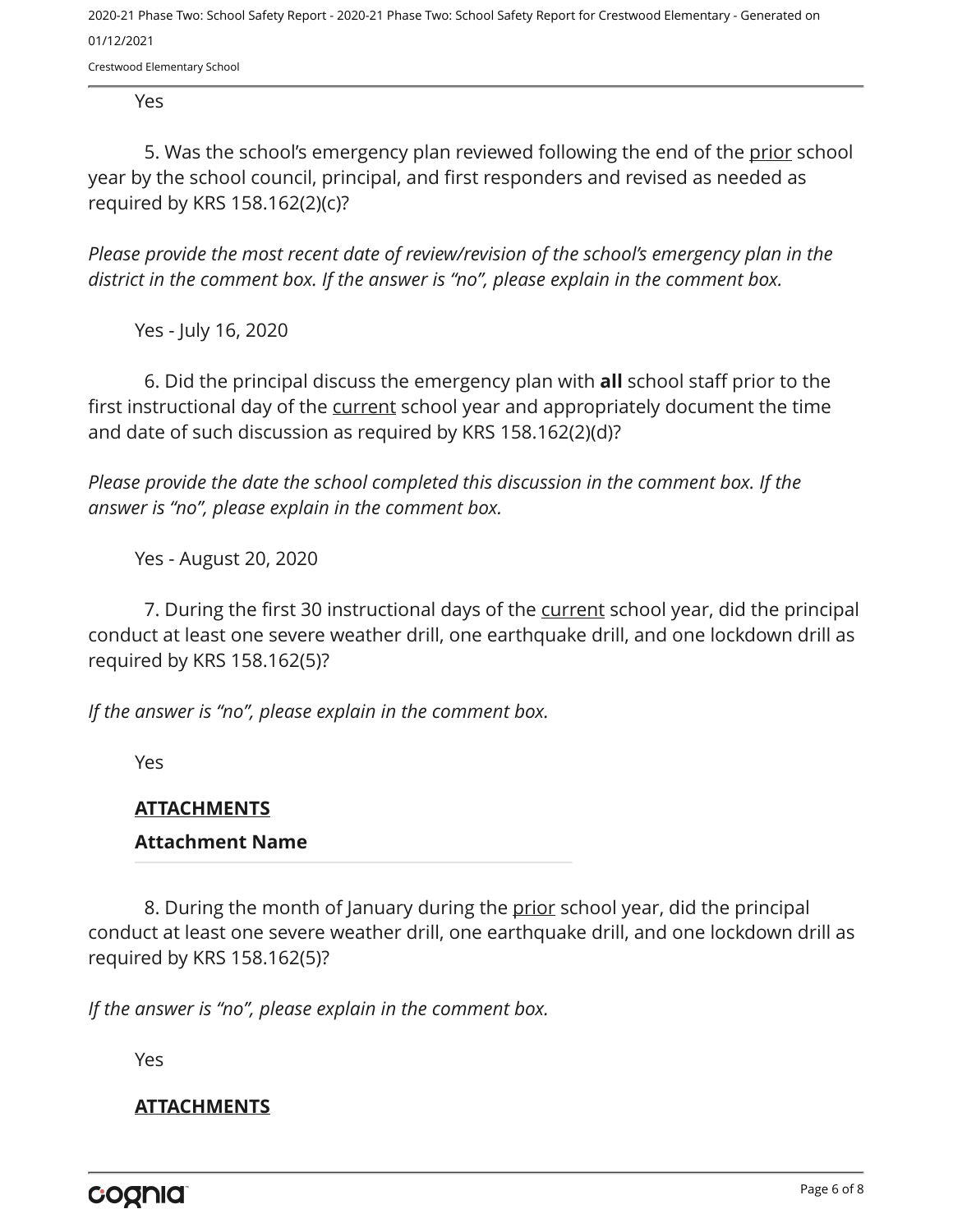Yes

5. Was the school's emergency plan reviewed following the end of the prior school year by the school council, principal, and first responders and revised as needed as required by KRS 158.162(2)(c)?

*Please provide the most recent date of review/revision of the school's emergency plan in the district in the comment box. If the answer is "no", please explain in the comment box.*

Yes - July 16, 2020

6. Did the principal discuss the emergency plan with **all** school staff prior to the first instructional day of the current school year and appropriately document the time and date of such discussion as required by KRS 158.162(2)(d)?

*Please provide the date the school completed this discussion in the comment box. If the answer is "no", please explain in the comment box.*

Yes - August 20, 2020

7. During the first 30 instructional days of the current school year, did the principal conduct at least one severe weather drill, one earthquake drill, and one lockdown drill as required by KRS 158.162(5)?

*If the answer is "no", please explain in the comment box.*

Yes

**ATTACHMENTS**

**Attachment Name**

8. During the month of January during the prior school year, did the principal conduct at least one severe weather drill, one earthquake drill, and one lockdown drill as required by KRS 158.162(5)?

*If the answer is "no", please explain in the comment box.*

Yes

**ATTACHMENTS**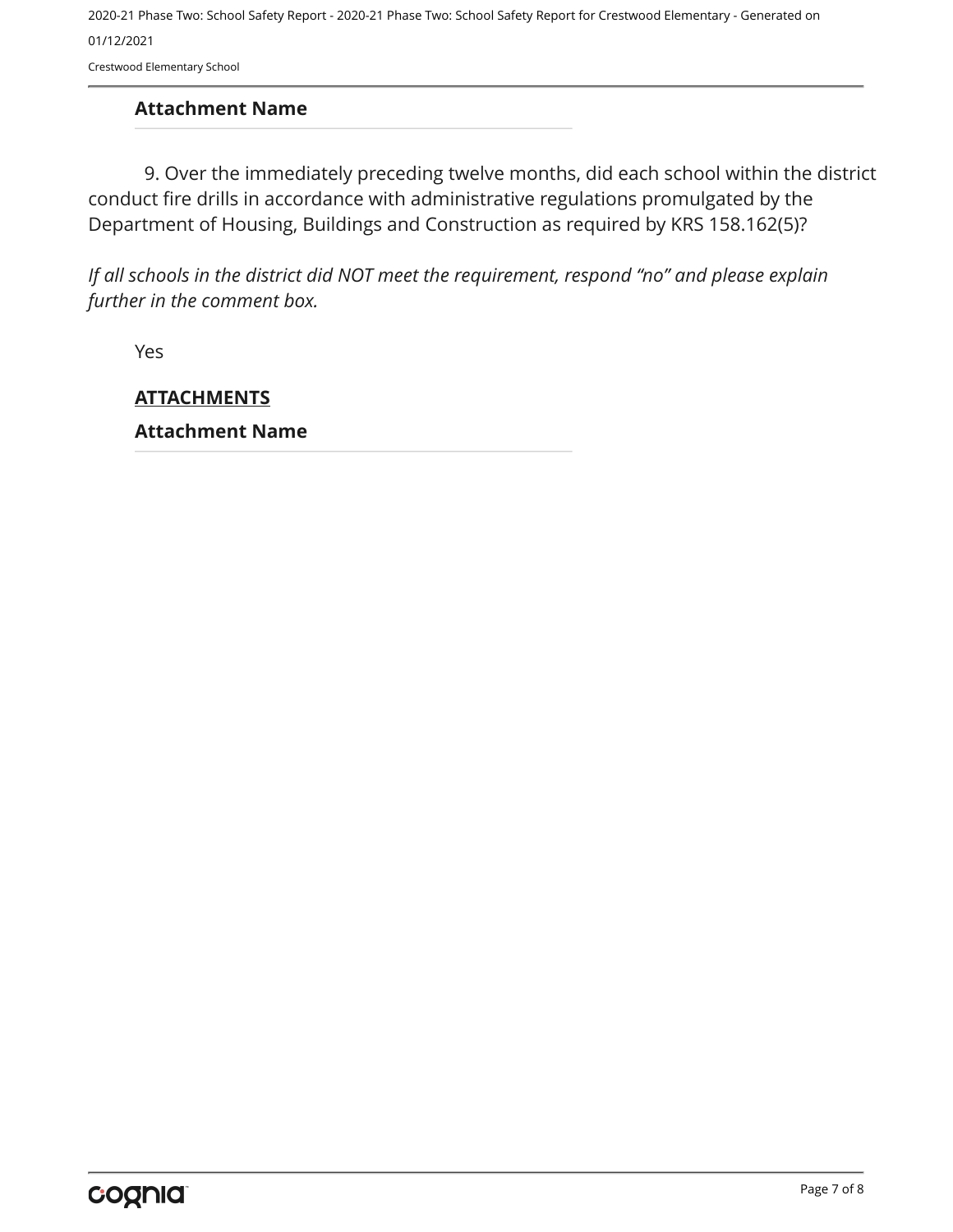**Attachment Name**

9. Over the immediately preceding twelve months, did each school within the district conduct fire drills in accordance with administrative regulations promulgated by the Department of Housing, Buildings and Construction as required by KRS 158.162(5)?

*If all schools in the district did NOT meet the requirement, respond "no" and please explain further in the comment box.*

Yes

**ATTACHMENTS**

**Attachment Name**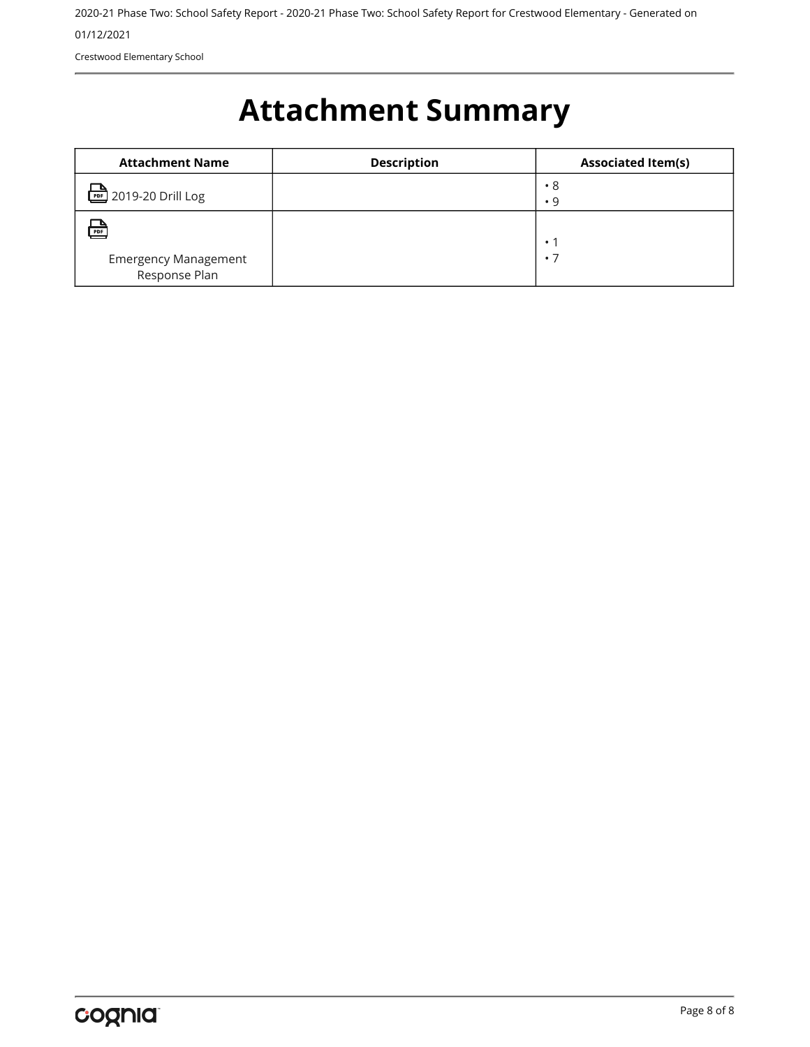# Attachment Summary

| Attachment Name | Description | Associated Item(s) |
|---|---|---|
| 2019-20 Drill Log | | • 8<br>• 9 |
| Emergency Management Response Plan | | • 1<br>• 7 |